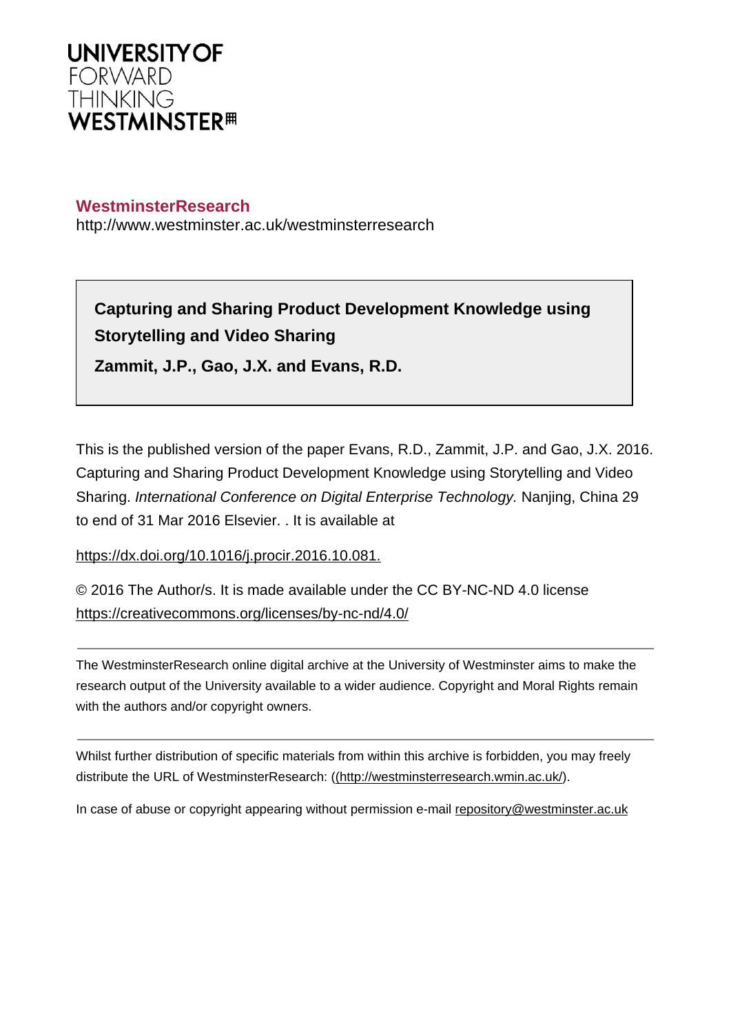UNIVERSITY OF
FORWARD
THINKING
WESTMINSTER

**WestminsterResearch**
http://www.westminster.ac.uk/westminsterresearch

**Capturing and Sharing Product Development Knowledge using Storytelling and Video Sharing**

**Zammit, J.P., Gao, J.X. and Evans, R.D.**

This is the published version of the paper Evans, R.D., Zammit, J.P. and Gao, J.X. 2016. Capturing and Sharing Product Development Knowledge using Storytelling and Video Sharing. *International Conference on Digital Enterprise Technology.* Nanjing, China 29 to end of 31 Mar 2016 Elsevier. . It is available at

https://dx.doi.org/10.1016/j.procir.2016.10.081.

© 2016 The Author/s. It is made available under the CC BY-NC-ND 4.0 license
https://creativecommons.org/licenses/by-nc-nd/4.0/

---

The WestminsterResearch online digital archive at the University of Westminster aims to make the research output of the University available to a wider audience. Copyright and Moral Rights remain with the authors and/or copyright owners.

---

Whilst further distribution of specific materials from within this archive is forbidden, you may freely distribute the URL of WestminsterResearch: ((http://westminsterresearch.wmin.ac.uk/).

In case of abuse or copyright appearing without permission e-mail repository@westminster.ac.uk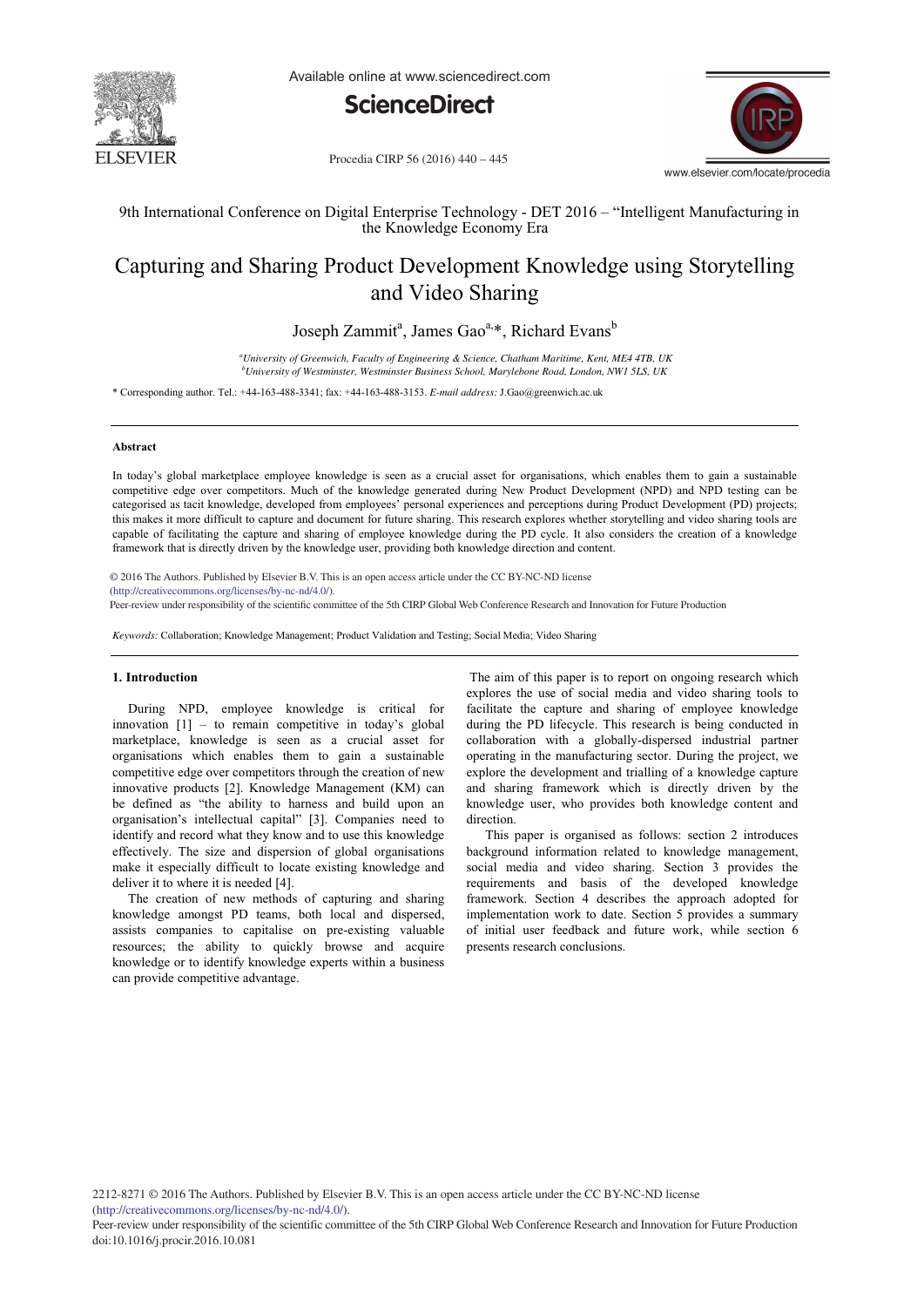9th International Conference on Digital Enterprise Technology - DET 2016 – "Intelligent Manufacturing in the Knowledge Economy Era

# Capturing and Sharing Product Development Knowledge using Storytelling and Video Sharing

Joseph Zammit[a], James Gao[a,*], Richard Evans[b]

[a]University of Greenwich, Faculty of Engineering & Science, Chatham Maritime, Kent, ME4 4TB, UK
[b]University of Westminster, Westminster Business School, Marylebone Road, London, NW1 5LS, UK

\* Corresponding author. Tel.: +44-163-488-3341; fax: +44-163-488-3153. *E-mail address:* J.Gao@greenwich.ac.uk

---

### Abstract

In today's global marketplace employee knowledge is seen as a crucial asset for organisations, which enables them to gain a sustainable competitive edge over competitors. Much of the knowledge generated during New Product Development (NPD) and NPD testing can be categorised as tacit knowledge, developed from employees' personal experiences and perceptions during Product Development (PD) projects; this makes it more difficult to capture and document for future sharing. This research explores whether storytelling and video sharing tools are capable of facilitating the capture and sharing of employee knowledge during the PD cycle. It also considers the creation of a knowledge framework that is directly driven by the knowledge user, providing both knowledge direction and content.

© 2016 The Authors. Published by Elsevier B.V. This is an open access article under the CC BY-NC-ND license (http://creativecommons.org/licenses/by-nc-nd/4.0/).
Peer-review under responsibility of the scientific committee of the 5th CIRP Global Web Conference Research and Innovation for Future Production

*Keywords:* Collaboration; Knowledge Management; Product Validation and Testing; Social Media; Video Sharing

---

## 1. Introduction

During NPD, employee knowledge is critical for innovation [1] – to remain competitive in today's global marketplace, knowledge is seen as a crucial asset for organisations which enables them to gain a sustainable competitive edge over competitors through the creation of new innovative products [2]. Knowledge Management (KM) can be defined as "the ability to harness and build upon an organisation's intellectual capital" [3]. Companies need to identify and record what they know and to use this knowledge effectively. The size and dispersion of global organisations make it especially difficult to locate existing knowledge and deliver it to where it is needed [4].

The creation of new methods of capturing and sharing knowledge amongst PD teams, both local and dispersed, assists companies to capitalise on pre-existing valuable resources; the ability to quickly browse and acquire knowledge or to identify knowledge experts within a business can provide competitive advantage.

The aim of this paper is to report on ongoing research which explores the use of social media and video sharing tools to facilitate the capture and sharing of employee knowledge during the PD lifecycle. This research is being conducted in collaboration with a globally-dispersed industrial partner operating in the manufacturing sector. During the project, we explore the development and trialling of a knowledge capture and sharing framework which is directly driven by the knowledge user, who provides both knowledge content and direction.

This paper is organised as follows: section 2 introduces background information related to knowledge management, social media and video sharing. Section 3 provides the requirements and basis of the developed knowledge framework. Section 4 describes the approach adopted for implementation work to date. Section 5 provides a summary of initial user feedback and future work, while section 6 presents research conclusions.

2212-8271 © 2016 The Authors. Published by Elsevier B.V. This is an open access article under the CC BY-NC-ND license (http://creativecommons.org/licenses/by-nc-nd/4.0/).
Peer-review under responsibility of the scientific committee of the 5th CIRP Global Web Conference Research and Innovation for Future Production
doi:10.1016/j.procir.2016.10.081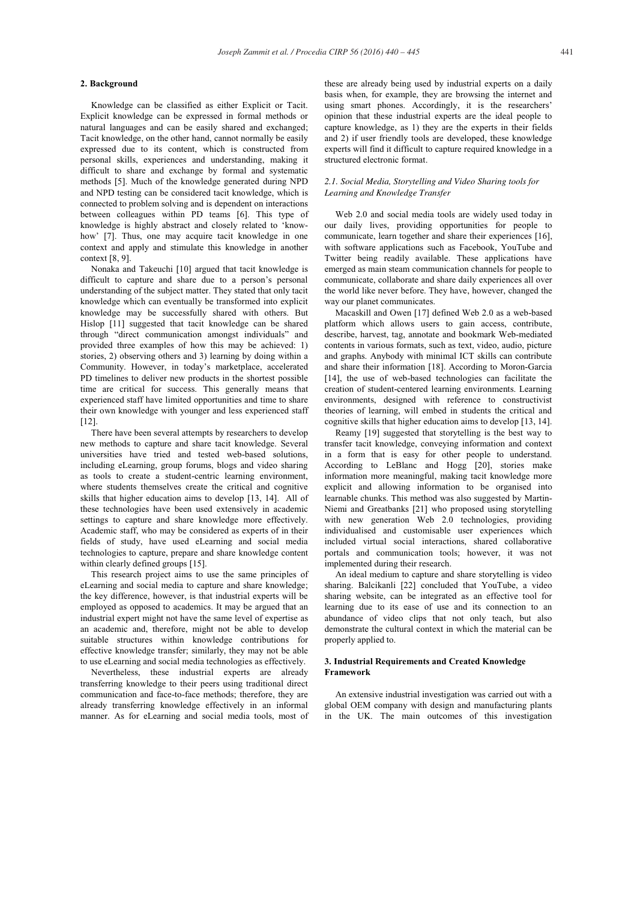## 2. Background

Knowledge can be classified as either Explicit or Tacit. Explicit knowledge can be expressed in formal methods or natural languages and can be easily shared and exchanged; Tacit knowledge, on the other hand, cannot normally be easily expressed due to its content, which is constructed from personal skills, experiences and understanding, making it difficult to share and exchange by formal and systematic methods [5]. Much of the knowledge generated during NPD and NPD testing can be considered tacit knowledge, which is connected to problem solving and is dependent on interactions between colleagues within PD teams [6]. This type of knowledge is highly abstract and closely related to 'know-how' [7]. Thus, one may acquire tacit knowledge in one context and apply and stimulate this knowledge in another context [8, 9].

Nonaka and Takeuchi [10] argued that tacit knowledge is difficult to capture and share due to a person's personal understanding of the subject matter. They stated that only tacit knowledge which can eventually be transformed into explicit knowledge may be successfully shared with others. But Hislop [11] suggested that tacit knowledge can be shared through "direct communication amongst individuals" and provided three examples of how this may be achieved: 1) stories, 2) observing others and 3) learning by doing within a Community. However, in today's marketplace, accelerated PD timelines to deliver new products in the shortest possible time are critical for success. This generally means that experienced staff have limited opportunities and time to share their own knowledge with younger and less experienced staff [12].

There have been several attempts by researchers to develop new methods to capture and share tacit knowledge. Several universities have tried and tested web-based solutions, including eLearning, group forums, blogs and video sharing as tools to create a student-centric learning environment, where students themselves create the critical and cognitive skills that higher education aims to develop [13, 14]. All of these technologies have been used extensively in academic settings to capture and share knowledge more effectively. Academic staff, who may be considered as experts of in their fields of study, have used eLearning and social media technologies to capture, prepare and share knowledge content within clearly defined groups [15].

This research project aims to use the same principles of eLearning and social media to capture and share knowledge; the key difference, however, is that industrial experts will be employed as opposed to academics. It may be argued that an industrial expert might not have the same level of expertise as an academic and, therefore, might not be able to develop suitable structures within knowledge contributions for effective knowledge transfer; similarly, they may not be able to use eLearning and social media technologies as effectively.

Nevertheless, these industrial experts are already transferring knowledge to their peers using traditional direct communication and face-to-face methods; therefore, they are already transferring knowledge effectively in an informal manner. As for eLearning and social media tools, most of these are already being used by industrial experts on a daily basis when, for example, they are browsing the internet and using smart phones. Accordingly, it is the researchers' opinion that these industrial experts are the ideal people to capture knowledge, as 1) they are the experts in their fields and 2) if user friendly tools are developed, these knowledge experts will find it difficult to capture required knowledge in a structured electronic format.

### *2.1. Social Media, Storytelling and Video Sharing tools for Learning and Knowledge Transfer*

Web 2.0 and social media tools are widely used today in our daily lives, providing opportunities for people to communicate, learn together and share their experiences [16], with software applications such as Facebook, YouTube and Twitter being readily available. These applications have emerged as main steam communication channels for people to communicate, collaborate and share daily experiences all over the world like never before. They have, however, changed the way our planet communicates.

Macaskill and Owen [17] defined Web 2.0 as a web-based platform which allows users to gain access, contribute, describe, harvest, tag, annotate and bookmark Web-mediated contents in various formats, such as text, video, audio, picture and graphs. Anybody with minimal ICT skills can contribute and share their information [18]. According to Moron-Garcia [14], the use of web-based technologies can facilitate the creation of student-centered learning environments. Learning environments, designed with reference to constructivist theories of learning, will embed in students the critical and cognitive skills that higher education aims to develop [13, 14].

Reamy [19] suggested that storytelling is the best way to transfer tacit knowledge, conveying information and context in a form that is easy for other people to understand. According to LeBlanc and Hogg [20], stories make information more meaningful, making tacit knowledge more explicit and allowing information to be organised into learnable chunks. This method was also suggested by Martin-Niemi and Greatbanks [21] who proposed using storytelling with new generation Web 2.0 technologies, providing individualised and customisable user experiences which included virtual social interactions, shared collaborative portals and communication tools; however, it was not implemented during their research.

An ideal medium to capture and share storytelling is video sharing. Balcikanli [22] concluded that YouTube, a video sharing website, can be integrated as an effective tool for learning due to its ease of use and its connection to an abundance of video clips that not only teach, but also demonstrate the cultural context in which the material can be properly applied to.

## 3. Industrial Requirements and Created Knowledge Framework

An extensive industrial investigation was carried out with a global OEM company with design and manufacturing plants in the UK. The main outcomes of this investigation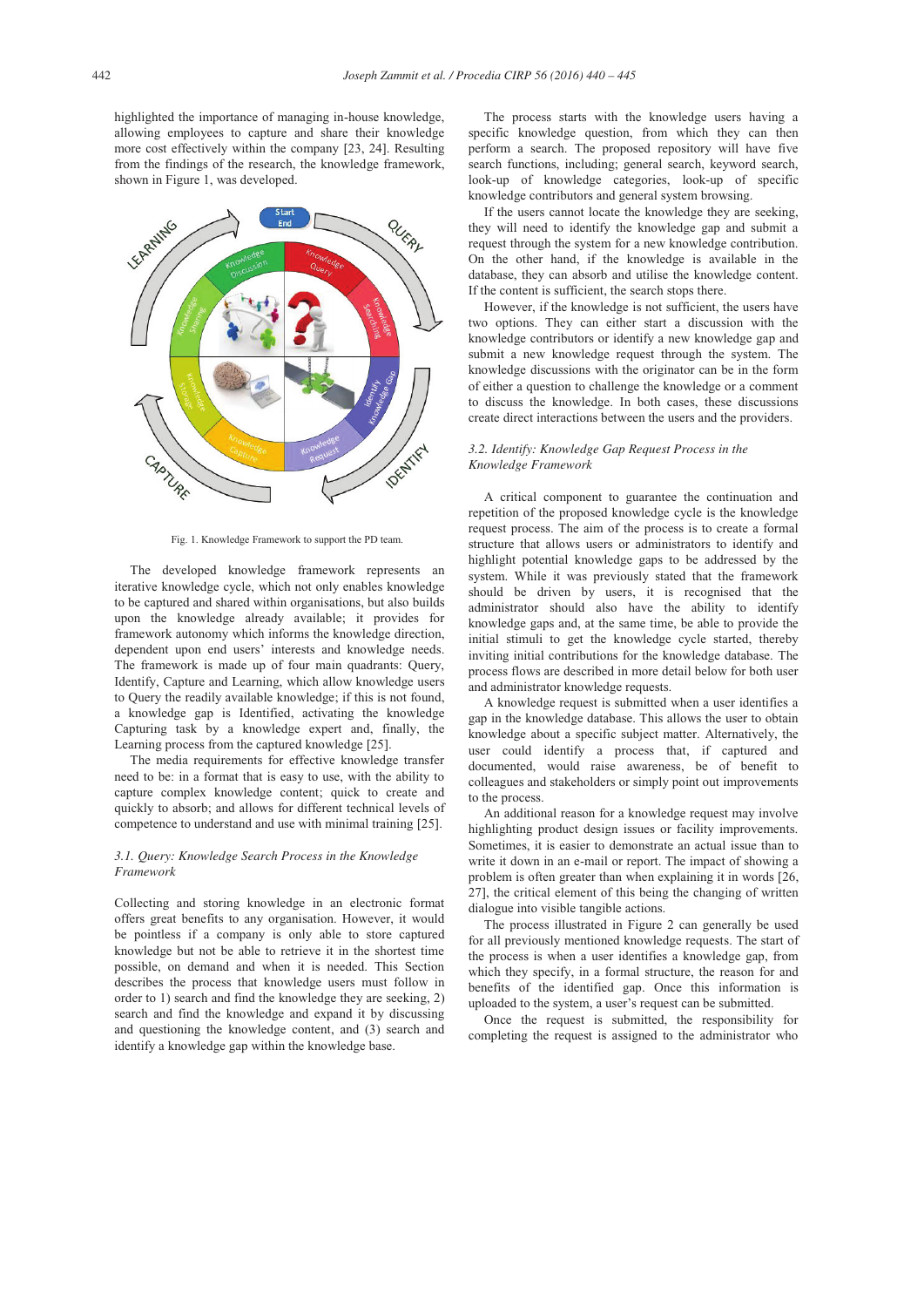highlighted the importance of managing in-house knowledge, allowing employees to capture and share their knowledge more cost effectively within the company [23, 24]. Resulting from the findings of the research, the knowledge framework, shown in Figure 1, was developed.

Start
End
QUERY
Knowledge Query
Knowledge Searching
Identify Knowledge Gap
Knowledge Request
IDENTIFY
Knowledge Capture
Knowledge Storage
CAPTURE
Knowledge Sharing
Knowledge Discussion
LEARNING

Fig. 1. Knowledge Framework to support the PD team.

The developed knowledge framework represents an iterative knowledge cycle, which not only enables knowledge to be captured and shared within organisations, but also builds upon the knowledge already available; it provides for framework autonomy which informs the knowledge direction, dependent upon end users' interests and knowledge needs. The framework is made up of four main quadrants: Query, Identify, Capture and Learning, which allow knowledge users to Query the readily available knowledge; if this is not found, a knowledge gap is Identified, activating the knowledge Capturing task by a knowledge expert and, finally, the Learning process from the captured knowledge [25].

The media requirements for effective knowledge transfer need to be: in a format that is easy to use, with the ability to capture complex knowledge content; quick to create and quickly to absorb; and allows for different technical levels of competence to understand and use with minimal training [25].

### *3.1. Query: Knowledge Search Process in the Knowledge Framework*

Collecting and storing knowledge in an electronic format offers great benefits to any organisation. However, it would be pointless if a company is only able to store captured knowledge but not be able to retrieve it in the shortest time possible, on demand and when it is needed. This Section describes the process that knowledge users must follow in order to 1) search and find the knowledge they are seeking, 2) search and find the knowledge and expand it by discussing and questioning the knowledge content, and (3) search and identify a knowledge gap within the knowledge base.

The process starts with the knowledge users having a specific knowledge question, from which they can then perform a search. The proposed repository will have five search functions, including; general search, keyword search, look-up of knowledge categories, look-up of specific knowledge contributors and general system browsing.

If the users cannot locate the knowledge they are seeking, they will need to identify the knowledge gap and submit a request through the system for a new knowledge contribution. On the other hand, if the knowledge is available in the database, they can absorb and utilise the knowledge content. If the content is sufficient, the search stops there.

However, if the knowledge is not sufficient, the users have two options. They can either start a discussion with the knowledge contributors or identify a new knowledge gap and submit a new knowledge request through the system. The knowledge discussions with the originator can be in the form of either a question to challenge the knowledge or a comment to discuss the knowledge. In both cases, these discussions create direct interactions between the users and the providers.

### *3.2. Identify: Knowledge Gap Request Process in the Knowledge Framework*

A critical component to guarantee the continuation and repetition of the proposed knowledge cycle is the knowledge request process. The aim of the process is to create a formal structure that allows users or administrators to identify and highlight potential knowledge gaps to be addressed by the system. While it was previously stated that the framework should be driven by users, it is recognised that the administrator should also have the ability to identify knowledge gaps and, at the same time, be able to provide the initial stimuli to get the knowledge cycle started, thereby inviting initial contributions for the knowledge database. The process flows are described in more detail below for both user and administrator knowledge requests.

A knowledge request is submitted when a user identifies a gap in the knowledge database. This allows the user to obtain knowledge about a specific subject matter. Alternatively, the user could identify a process that, if captured and documented, would raise awareness, be of benefit to colleagues and stakeholders or simply point out improvements to the process.

An additional reason for a knowledge request may involve highlighting product design issues or facility improvements. Sometimes, it is easier to demonstrate an actual issue than to write it down in an e-mail or report. The impact of showing a problem is often greater than when explaining it in words [26, 27], the critical element of this being the changing of written dialogue into visible tangible actions.

The process illustrated in Figure 2 can generally be used for all previously mentioned knowledge requests. The start of the process is when a user identifies a knowledge gap, from which they specify, in a formal structure, the reason for and benefits of the identified gap. Once this information is uploaded to the system, a user's request can be submitted.

Once the request is submitted, the responsibility for completing the request is assigned to the administrator who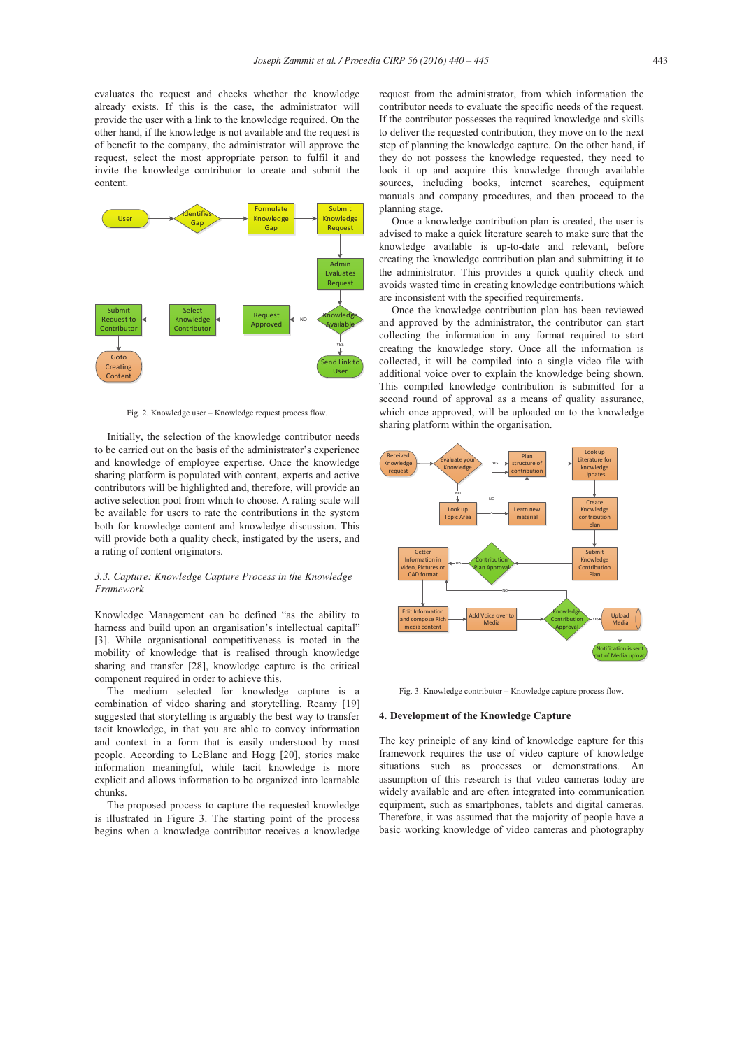evaluates the request and checks whether the knowledge already exists. If this is the case, the administrator will provide the user with a link to the knowledge required. On the other hand, if the knowledge is not available and the request is of benefit to the company, the administrator will approve the request, select the most appropriate person to fulfil it and invite the knowledge contributor to create and submit the content.

User
Identifies Gap
Formulate Knowledge Gap
Submit Knowledge Request
Admin Evaluates Request
Knowledge Available
NO
YES
Request Approved
Select Knowledge Contributor
Submit Request to Contributor
Goto Creating Content
Send Link to User

Fig. 2. Knowledge user – Knowledge request process flow.

Initially, the selection of the knowledge contributor needs to be carried out on the basis of the administrator's experience and knowledge of employee expertise. Once the knowledge sharing platform is populated with content, experts and active contributors will be highlighted and, therefore, will provide an active selection pool from which to choose. A rating scale will be available for users to rate the contributions in the system both for knowledge content and knowledge discussion. This will provide both a quality check, instigated by the users, and a rating of content originators.

### *3.3. Capture: Knowledge Capture Process in the Knowledge Framework*

Knowledge Management can be defined "as the ability to harness and build upon an organisation's intellectual capital" [3]. While organisational competitiveness is rooted in the mobility of knowledge that is realised through knowledge sharing and transfer [28], knowledge capture is the critical component required in order to achieve this.

The medium selected for knowledge capture is a combination of video sharing and storytelling. Reamy [19] suggested that storytelling is arguably the best way to transfer tacit knowledge, in that you are able to convey information and context in a form that is easily understood by most people. According to LeBlanc and Hogg [20], stories make information meaningful, while tacit knowledge is more explicit and allows information to be organized into learnable chunks.

The proposed process to capture the requested knowledge is illustrated in Figure 3. The starting point of the process begins when a knowledge contributor receives a knowledge request from the administrator, from which information the contributor needs to evaluate the specific needs of the request. If the contributor possesses the required knowledge and skills to deliver the requested contribution, they move on to the next step of planning the knowledge capture. On the other hand, if they do not possess the knowledge requested, they need to look it up and acquire this knowledge through available sources, including books, internet searches, equipment manuals and company procedures, and then proceed to the planning stage.

Once a knowledge contribution plan is created, the user is advised to make a quick literature search to make sure that the knowledge available is up-to-date and relevant, before creating the knowledge contribution plan and submitting it to the administrator. This provides a quick quality check and avoids wasted time in creating knowledge contributions which are inconsistent with the specified requirements.

Once the knowledge contribution plan has been reviewed and approved by the administrator, the contributor can start collecting the information required in any format to start creating the knowledge story. Once all the information is collected, it will be compiled into a single video file with additional voice over to explain the knowledge being shown. This compiled knowledge contribution is submitted for a second round of approval as a means of quality assurance, which once approved, will be uploaded on to the knowledge sharing platform within the organisation.

Received Knowledge request
Evaluate your Knowledge
YES
NO
Plan structure of contribution
Look up Literature for knowledge Updates
Look up Topic Area
Learn new material
Create Knowledge contribution plan
Getter Information in video, Pictures or CAD format
Contribution Plan Approval
Submit Knowledge Contribution Plan
Edit Information and compose Rich media content
Add Voice over to Media
Knowledge Contribution Approval
Upload Media
Notification is sent out of Media upload

Fig. 3. Knowledge contributor – Knowledge capture process flow.

## 4. Development of the Knowledge Capture

The key principle of any kind of knowledge capture for this framework requires the use of video capture of knowledge situations such as processes or demonstrations. An assumption of this research is that video cameras today are widely available and are often integrated into communication equipment, such as smartphones, tablets and digital cameras. Therefore, it was assumed that the majority of people have a basic working knowledge of video cameras and photography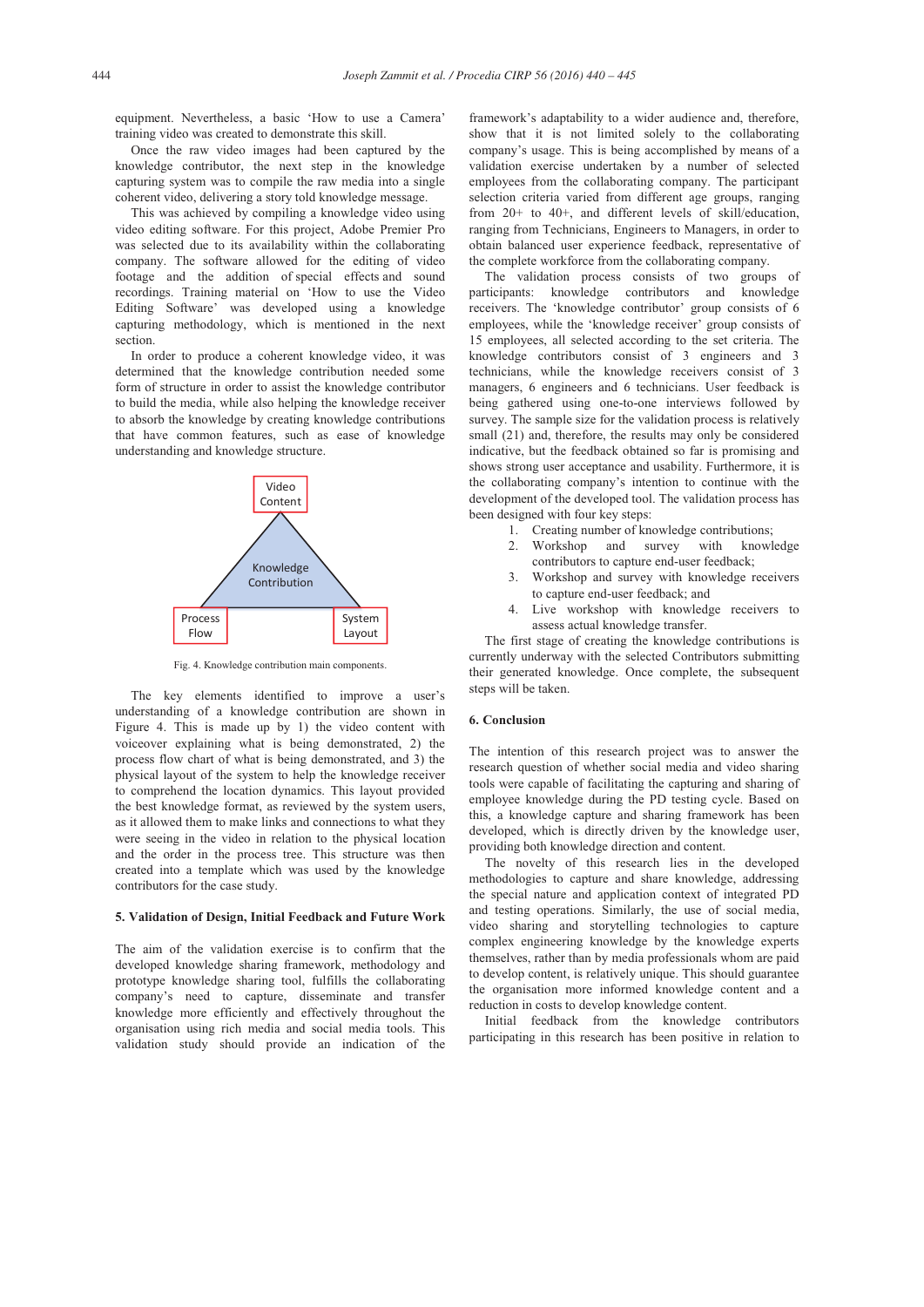equipment. Nevertheless, a basic 'How to use a Camera' training video was created to demonstrate this skill.

Once the raw video images had been captured by the knowledge contributor, the next step in the knowledge capturing system was to compile the raw media into a single coherent video, delivering a story told knowledge message.

This was achieved by compiling a knowledge video using video editing software. For this project, Adobe Premier Pro was selected due to its availability within the collaborating company. The software allowed for the editing of video footage and the addition of special effects and sound recordings. Training material on 'How to use the Video Editing Software' was developed using a knowledge capturing methodology, which is mentioned in the next section.

In order to produce a coherent knowledge video, it was determined that the knowledge contribution needed some form of structure in order to assist the knowledge contributor to build the media, while also helping the knowledge receiver to absorb the knowledge by creating knowledge contributions that have common features, such as ease of knowledge understanding and knowledge structure.

Video Content

Knowledge Contribution

Process Flow

System Layout

Fig. 4. Knowledge contribution main components.

The key elements identified to improve a user's understanding of a knowledge contribution are shown in Figure 4. This is made up by 1) the video content with voiceover explaining what is being demonstrated, 2) the process flow chart of what is being demonstrated, and 3) the physical layout of the system to help the knowledge receiver to comprehend the location dynamics. This layout provided the best knowledge format, as reviewed by the system users, as it allowed them to make links and connections to what they were seeing in the video in relation to the physical location and the order in the process tree. This structure was then created into a template which was used by the knowledge contributors for the case study.

## 5. Validation of Design, Initial Feedback and Future Work

The aim of the validation exercise is to confirm that the developed knowledge sharing framework, methodology and prototype knowledge sharing tool, fulfills the collaborating company's need to capture, disseminate and transfer knowledge more efficiently and effectively throughout the organisation using rich media and social media tools. This validation study should provide an indication of the framework's adaptability to a wider audience and, therefore, show that it is not limited solely to the collaborating company's usage. This is being accomplished by means of a validation exercise undertaken by a number of selected employees from the collaborating company. The participant selection criteria varied from different age groups, ranging from 20+ to 40+, and different levels of skill/education, ranging from Technicians, Engineers to Managers, in order to obtain balanced user experience feedback, representative of the complete workforce from the collaborating company.

The validation process consists of two groups of participants: knowledge contributors and knowledge receivers. The 'knowledge contributor' group consists of 6 employees, while the 'knowledge receiver' group consists of 15 employees, all selected according to the set criteria. The knowledge contributors consist of 3 engineers and 3 technicians, while the knowledge receivers consist of 3 managers, 6 engineers and 6 technicians. User feedback is being gathered using one-to-one interviews followed by survey. The sample size for the validation process is relatively small (21) and, therefore, the results may only be considered indicative, but the feedback obtained so far is promising and shows strong user acceptance and usability. Furthermore, it is the collaborating company's intention to continue with the development of the developed tool. The validation process has been designed with four key steps:

1. Creating number of knowledge contributions;
2. Workshop and survey with knowledge contributors to capture end-user feedback;
3. Workshop and survey with knowledge receivers to capture end-user feedback; and
4. Live workshop with knowledge receivers to assess actual knowledge transfer.

The first stage of creating the knowledge contributions is currently underway with the selected Contributors submitting their generated knowledge. Once complete, the subsequent steps will be taken.

## 6. Conclusion

The intention of this research project was to answer the research question of whether social media and video sharing tools were capable of facilitating the capturing and sharing of employee knowledge during the PD testing cycle. Based on this, a knowledge capture and sharing framework has been developed, which is directly driven by the knowledge user, providing both knowledge direction and content.

The novelty of this research lies in the developed methodologies to capture and share knowledge, addressing the special nature and application context of integrated PD and testing operations. Similarly, the use of social media, video sharing and storytelling technologies to capture complex engineering knowledge by the knowledge experts themselves, rather than by media professionals whom are paid to develop content, is relatively unique. This should guarantee the organisation more informed knowledge content and a reduction in costs to develop knowledge content.

Initial feedback from the knowledge contributors participating in this research has been positive in relation to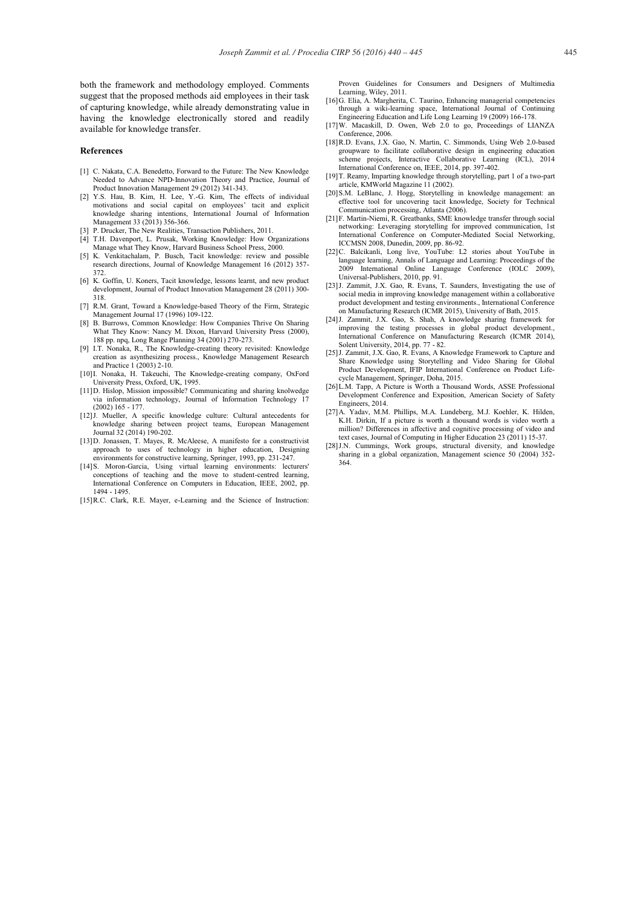both the framework and methodology employed. Comments suggest that the proposed methods aid employees in their task of capturing knowledge, while already demonstrating value in having the knowledge electronically stored and readily available for knowledge transfer.

## References

[1] C. Nakata, C.A. Benedetto, Forward to the Future: The New Knowledge Needed to Advance NPD-Innovation Theory and Practice, Journal of Product Innovation Management 29 (2012) 341-343.

[2] Y.S. Hau, B. Kim, H. Lee, Y.-G. Kim, The effects of individual motivations and social capital on employees' tacit and explicit knowledge sharing intentions, International Journal of Information Management 33 (2013) 356-366.

[3] P. Drucker, The New Realities, Transaction Publishers, 2011.

[4] T.H. Davenport, L. Prusak, Working Knowledge: How Organizations Manage what They Know, Harvard Business School Press, 2000.

[5] K. Venkitachalam, P. Busch, Tacit knowledge: review and possible research directions, Journal of Knowledge Management 16 (2012) 357-372.

[6] K. Goffin, U. Koners, Tacit knowledge, lessons learnt, and new product development, Journal of Product Innovation Management 28 (2011) 300-318.

[7] R.M. Grant, Toward a Knowledge-based Theory of the Firm, Strategic Management Journal 17 (1996) 109-122.

[8] B. Burrows, Common Knowledge: How Companies Thrive On Sharing What They Know: Nancy M. Dixon, Harvard University Press (2000), 188 pp. npq, Long Range Planning 34 (2001) 270-273.

[9] I.T. Nonaka, R., The Knowledge-creating theory revisited: Knowledge creation as asynthesizing process., Knowledge Management Research and Practice 1 (2003) 2-10.

[10] I. Nonaka, H. Takeuchi, The Knowledge-creating company, OxFord University Press, Oxford, UK, 1995.

[11] D. Hislop, Mission impossible? Communicating and sharing knolwedge via information technology, Journal of Information Technology 17 (2002) 165 - 177.

[12] J. Mueller, A specific knowledge culture: Cultural antecedents for knowledge sharing between project teams, European Management Journal 32 (2014) 190-202.

[13] D. Jonassen, T. Mayes, R. McAleese, A manifesto for a constructivist approach to uses of technology in higher education, Designing environments for constructive learning, Springer, 1993, pp. 231-247.

[14] S. Moron-Garcia, Using virtual learning environments: lecturers' conceptions of teaching and the move to student-centred learning, International Conference on Computers in Education, IEEE, 2002, pp. 1494 - 1495.

[15] R.C. Clark, R.E. Mayer, e-Learning and the Science of Instruction: Proven Guidelines for Consumers and Designers of Multimedia Learning, Wiley, 2011.

[16] G. Elia, A. Margherita, C. Taurino, Enhancing managerial competencies through a wiki-learning space, International Journal of Continuing Engineering Education and Life Long Learning 19 (2009) 166-178.

[17] W. Macaskill, D. Owen, Web 2.0 to go, Proceedings of LIANZA Conference, 2006.

[18] R.D. Evans, J.X. Gao, N. Martin, C. Simmonds, Using Web 2.0-based groupware to facilitate collaborative design in engineering education scheme projects, Interactive Collaborative Learning (ICL), 2014 International Conference on, IEEE, 2014, pp. 397-402.

[19] T. Reamy, Imparting knowledge through storytelling, part 1 of a two-part article, KMWorld Magazine 11 (2002).

[20] S.M. LeBlanc, J. Hogg, Storytelling in knowledge management: an effective tool for uncovering tacit knowledge, Society for Technical Communication processing, Atlanta (2006).

[21] F. Martin-Niemi, R. Greatbanks, SME knowledge transfer through social networking: Leveraging storytelling for improved communication, 1st International Conference on Computer-Mediated Social Networking, ICCMSN 2008, Dunedin, 2009, pp. 86-92.

[22] C. Balcikanli, Long live, YouTube: L2 stories about YouTube in language learning, Annals of Language and Learning: Proceedings of the 2009 International Online Language Conference (IOLC 2009), Universal-Publishers, 2010, pp. 91.

[23] J. Zammit, J.X. Gao, R. Evans, T. Saunders, Investigating the use of social media in improving knowledge management within a collaborative product development and testing environments., International Conference on Manufacturing Research (ICMR 2015), University of Bath, 2015.

[24] J. Zammit, J.X. Gao, S. Shah, A knowledge sharing framework for improving the testing processes in global product development., International Conference on Manufacturing Research (ICMR 2014), Solent University, 2014, pp. 77 - 82.

[25] J. Zammit, J.X. Gao, R. Evans, A Knowledge Framework to Capture and Share Knowledge using Storytelling and Video Sharing for Global Product Development, IFIP International Conference on Product Life-cycle Management, Springer, Doha, 2015.

[26] L.M. Tapp, A Picture is Worth a Thousand Words, ASSE Professional Development Conference and Exposition, American Society of Safety Engineers, 2014.

[27] A. Yadav, M.M. Phillips, M.A. Lundeberg, M.J. Koehler, K. Hilden, K.H. Dirkin, If a picture is worth a thousand words is video worth a million? Differences in affective and cognitive processing of video and text cases, Journal of Computing in Higher Education 23 (2011) 15-37.

[28] J.N. Cummings, Work groups, structural diversity, and knowledge sharing in a global organization, Management science 50 (2004) 352-364.